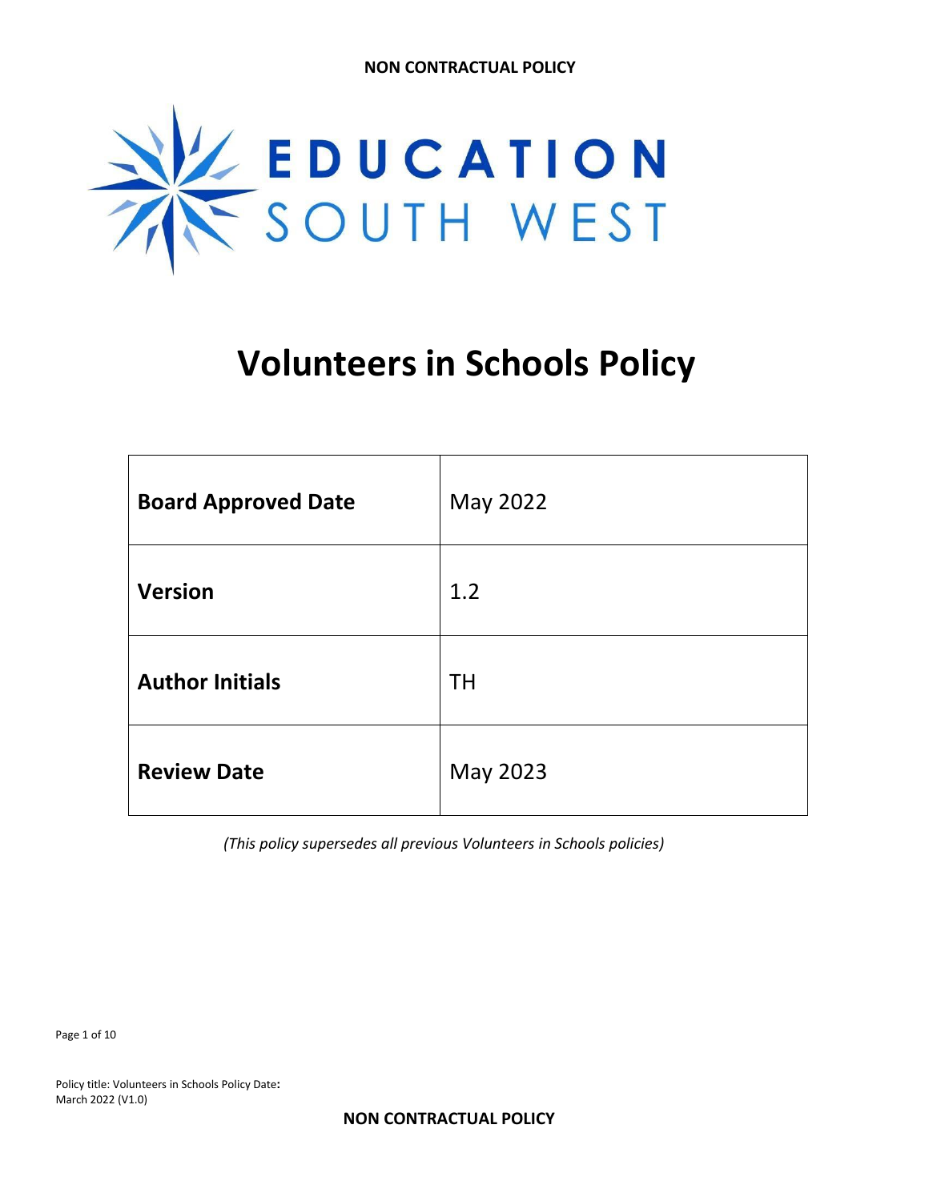NON CONTRACTUAL POLICY

EDUCATION SOUTH WEST

# Volunteers in Schools Policy

| **Board Approved Date** | May 2022 |
| --- | --- |
| **Version** | 1.2 |
| **Author Initials** | TH |
| **Review Date** | May 2023 |

*(This policy supersedes all previous Volunteers in Schools policies)*

Policy title: Volunteers in Schools Policy Date: March 2022 (V1.0)

NON CONTRACTUAL POLICY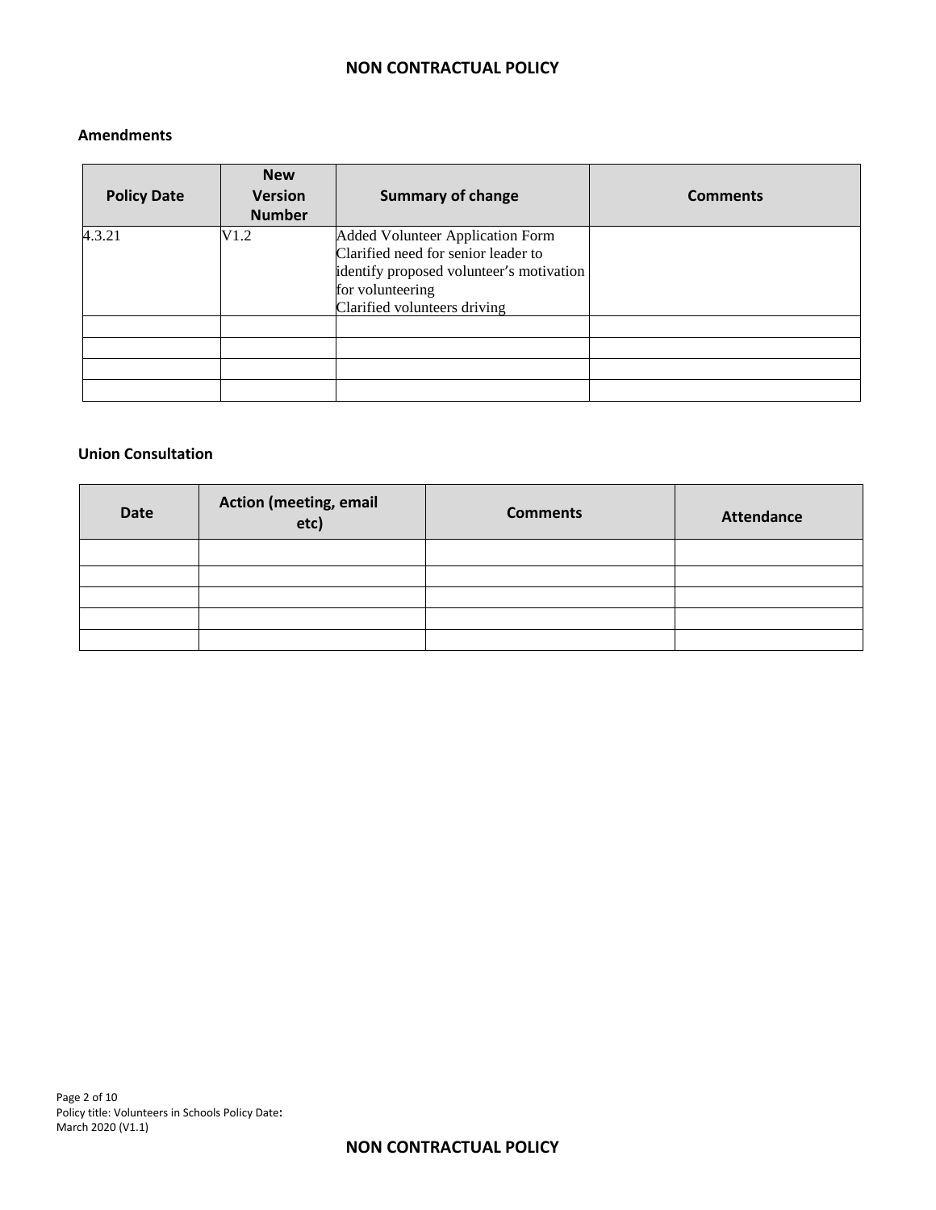**Amendments**

| Policy Date | New Version Number | Summary of change | Comments |
|---|---|---|---|
| 4.3.21 | V1.2 | Added Volunteer Application Form<br>Clarified need for senior leader to identify proposed volunteer's motivation for volunteering<br>Clarified volunteers driving | |
| | | | |
| | | | |
| | | | |
| | | | |

**Union Consultation**

| Date | Action (meeting, email etc) | Comments | Attendance |
|---|---|---|---|
| | | | |
| | | | |
| | | | |
| | | | |
| | | | |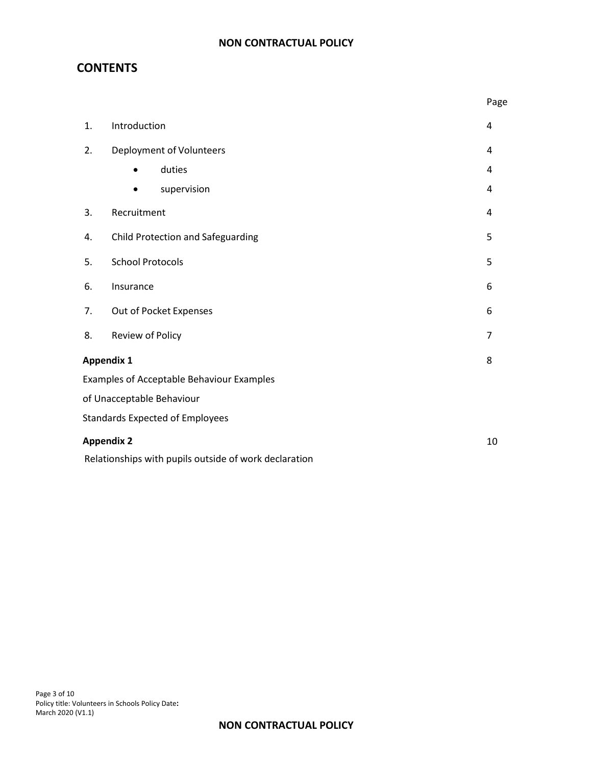## CONTENTS

| | | Page |
|---|---|---|
| 1. | Introduction | 4 |
| 2. | Deployment of Volunteers | 4 |
| | • duties | 4 |
| | • supervision | 4 |
| 3. | Recruitment | 4 |
| 4. | Child Protection and Safeguarding | 5 |
| 5. | School Protocols | 5 |
| 6. | Insurance | 6 |
| 7. | Out of Pocket Expenses | 6 |
| 8. | Review of Policy | 7 |

**Appendix 1** 8

Examples of Acceptable Behaviour Examples of Unacceptable Behaviour

Standards Expected of Employees

**Appendix 2** 10

Relationships with pupils outside of work declaration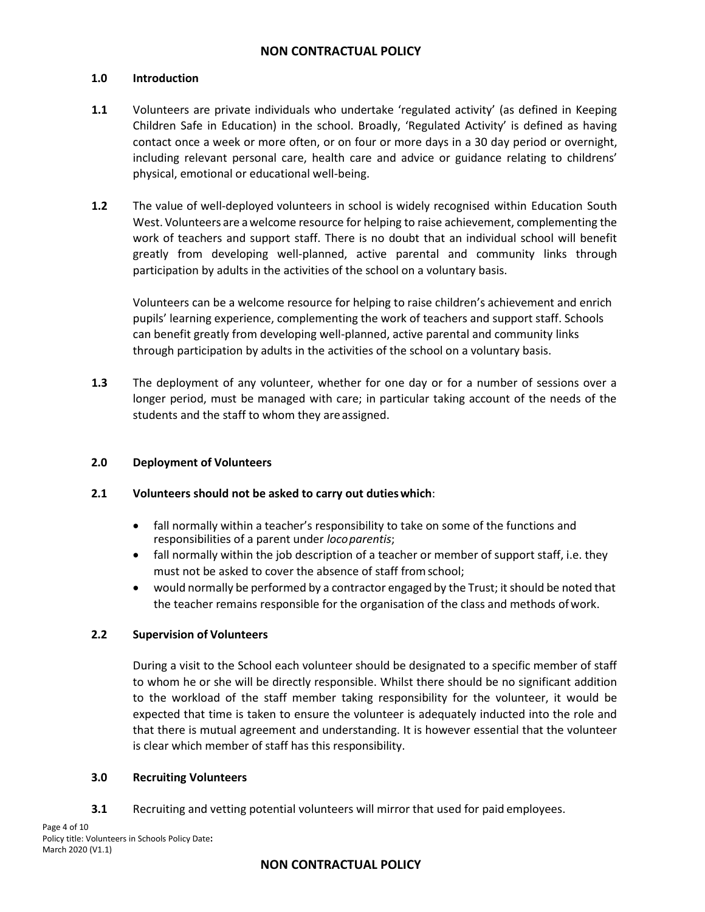## 1.0 Introduction

**1.1** Volunteers are private individuals who undertake 'regulated activity' (as defined in Keeping Children Safe in Education) in the school. Broadly, 'Regulated Activity' is defined as having contact once a week or more often, or on four or more days in a 30 day period or overnight, including relevant personal care, health care and advice or guidance relating to childrens' physical, emotional or educational well-being.

**1.2** The value of well-deployed volunteers in school is widely recognised within Education South West. Volunteers are a welcome resource for helping to raise achievement, complementing the work of teachers and support staff. There is no doubt that an individual school will benefit greatly from developing well-planned, active parental and community links through participation by adults in the activities of the school on a voluntary basis.

Volunteers can be a welcome resource for helping to raise children's achievement and enrich pupils' learning experience, complementing the work of teachers and support staff. Schools can benefit greatly from developing well-planned, active parental and community links through participation by adults in the activities of the school on a voluntary basis.

**1.3** The deployment of any volunteer, whether for one day or for a number of sessions over a longer period, must be managed with care; in particular taking account of the needs of the students and the staff to whom they are assigned.

## 2.0 Deployment of Volunteers

**2.1 Volunteers should not be asked to carry out duties which**:

- fall normally within a teacher's responsibility to take on some of the functions and responsibilities of a parent under *loco parentis*;
- fall normally within the job description of a teacher or member of support staff, i.e. they must not be asked to cover the absence of staff from school;
- would normally be performed by a contractor engaged by the Trust; it should be noted that the teacher remains responsible for the organisation of the class and methods of work.

### 2.2 Supervision of Volunteers

During a visit to the School each volunteer should be designated to a specific member of staff to whom he or she will be directly responsible. Whilst there should be no significant addition to the workload of the staff member taking responsibility for the volunteer, it would be expected that time is taken to ensure the volunteer is adequately inducted into the role and that there is mutual agreement and understanding. It is however essential that the volunteer is clear which member of staff has this responsibility.

## 3.0 Recruiting Volunteers

**3.1** Recruiting and vetting potential volunteers will mirror that used for paid employees.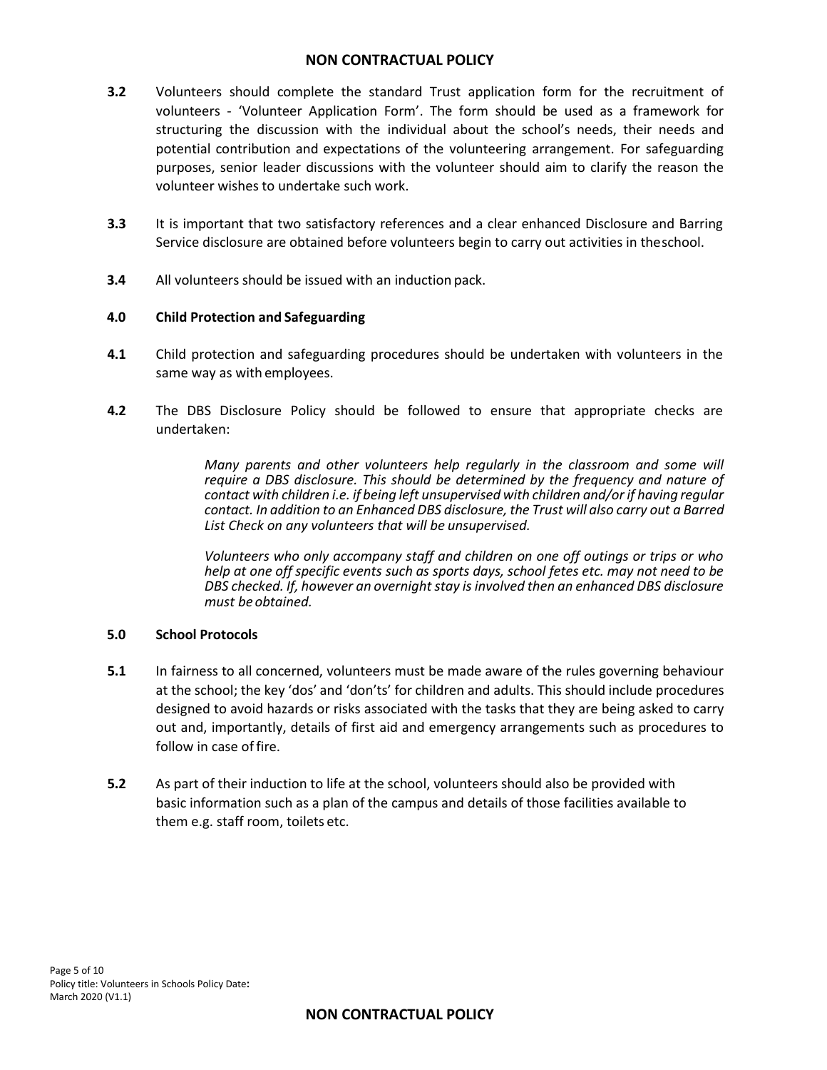**3.2** Volunteers should complete the standard Trust application form for the recruitment of volunteers - 'Volunteer Application Form'. The form should be used as a framework for structuring the discussion with the individual about the school's needs, their needs and potential contribution and expectations of the volunteering arrangement. For safeguarding purposes, senior leader discussions with the volunteer should aim to clarify the reason the volunteer wishes to undertake such work.

**3.3** It is important that two satisfactory references and a clear enhanced Disclosure and Barring Service disclosure are obtained before volunteers begin to carry out activities in theschool.

**3.4** All volunteers should be issued with an induction pack.

## 4.0 Child Protection and Safeguarding

**4.1** Child protection and safeguarding procedures should be undertaken with volunteers in the same way as with employees.

**4.2** The DBS Disclosure Policy should be followed to ensure that appropriate checks are undertaken:

> *Many parents and other volunteers help regularly in the classroom and some will require a DBS disclosure. This should be determined by the frequency and nature of contact with children i.e. if being left unsupervised with children and/or if having regular contact. In addition to an Enhanced DBS disclosure, the Trust will also carry out a Barred List Check on any volunteers that will be unsupervised.*
>
> *Volunteers who only accompany staff and children on one off outings or trips or who help at one off specific events such as sports days, school fetes etc. may not need to be DBS checked. If, however an overnight stay is involved then an enhanced DBS disclosure must be obtained.*

## 5.0 School Protocols

**5.1** In fairness to all concerned, volunteers must be made aware of the rules governing behaviour at the school; the key 'dos' and 'don'ts' for children and adults. This should include procedures designed to avoid hazards or risks associated with the tasks that they are being asked to carry out and, importantly, details of first aid and emergency arrangements such as procedures to follow in case of fire.

**5.2** As part of their induction to life at the school, volunteers should also be provided with basic information such as a plan of the campus and details of those facilities available to them e.g. staff room, toilets etc.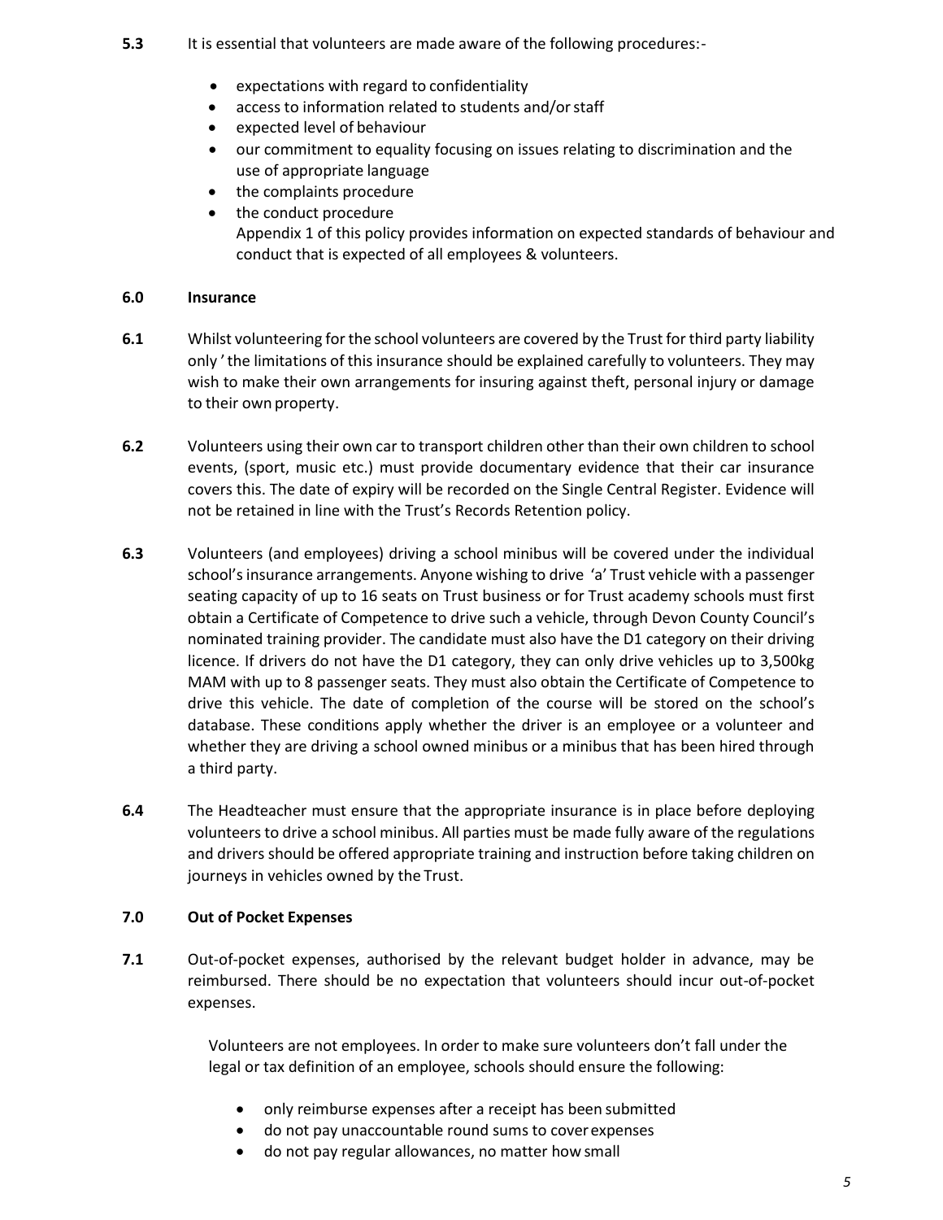**5.3** It is essential that volunteers are made aware of the following procedures:-

- expectations with regard to confidentiality
- access to information related to students and/or staff
- expected level of behaviour
- our commitment to equality focusing on issues relating to discrimination and the use of appropriate language
- the complaints procedure
- the conduct procedure
  Appendix 1 of this policy provides information on expected standards of behaviour and conduct that is expected of all employees & volunteers.

## 6.0 Insurance

**6.1** Whilst volunteering for the school volunteers are covered by the Trust for third party liability only ' the limitations of this insurance should be explained carefully to volunteers. They may wish to make their own arrangements for insuring against theft, personal injury or damage to their own property.

**6.2** Volunteers using their own car to transport children other than their own children to school events, (sport, music etc.) must provide documentary evidence that their car insurance covers this. The date of expiry will be recorded on the Single Central Register. Evidence will not be retained in line with the Trust's Records Retention policy.

**6.3** Volunteers (and employees) driving a school minibus will be covered under the individual school's insurance arrangements. Anyone wishing to drive 'a' Trust vehicle with a passenger seating capacity of up to 16 seats on Trust business or for Trust academy schools must first obtain a Certificate of Competence to drive such a vehicle, through Devon County Council's nominated training provider. The candidate must also have the D1 category on their driving licence. If drivers do not have the D1 category, they can only drive vehicles up to 3,500kg MAM with up to 8 passenger seats. They must also obtain the Certificate of Competence to drive this vehicle. The date of completion of the course will be stored on the school's database. These conditions apply whether the driver is an employee or a volunteer and whether they are driving a school owned minibus or a minibus that has been hired through a third party.

**6.4** The Headteacher must ensure that the appropriate insurance is in place before deploying volunteers to drive a school minibus. All parties must be made fully aware of the regulations and drivers should be offered appropriate training and instruction before taking children on journeys in vehicles owned by the Trust.

## 7.0 Out of Pocket Expenses

**7.1** Out-of-pocket expenses, authorised by the relevant budget holder in advance, may be reimbursed. There should be no expectation that volunteers should incur out-of-pocket expenses.

Volunteers are not employees. In order to make sure volunteers don't fall under the legal or tax definition of an employee, schools should ensure the following:

- only reimburse expenses after a receipt has been submitted
- do not pay unaccountable round sums to cover expenses
- do not pay regular allowances, no matter how small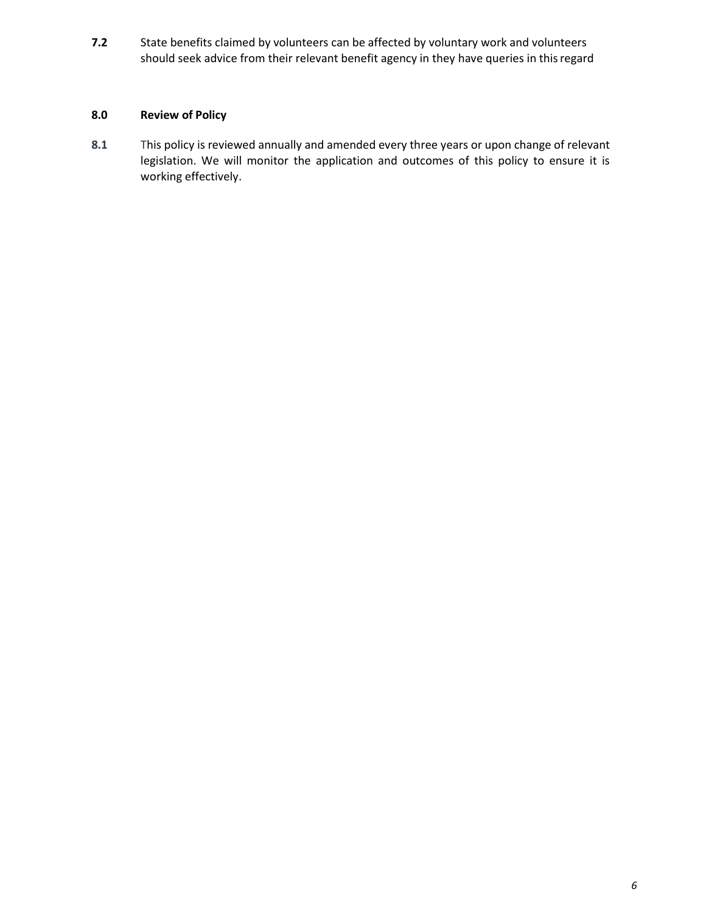**7.2** State benefits claimed by volunteers can be affected by voluntary work and volunteers should seek advice from their relevant benefit agency in they have queries in this regard

## 8.0 Review of Policy

**8.1** This policy is reviewed annually and amended every three years or upon change of relevant legislation. We will monitor the application and outcomes of this policy to ensure it is working effectively.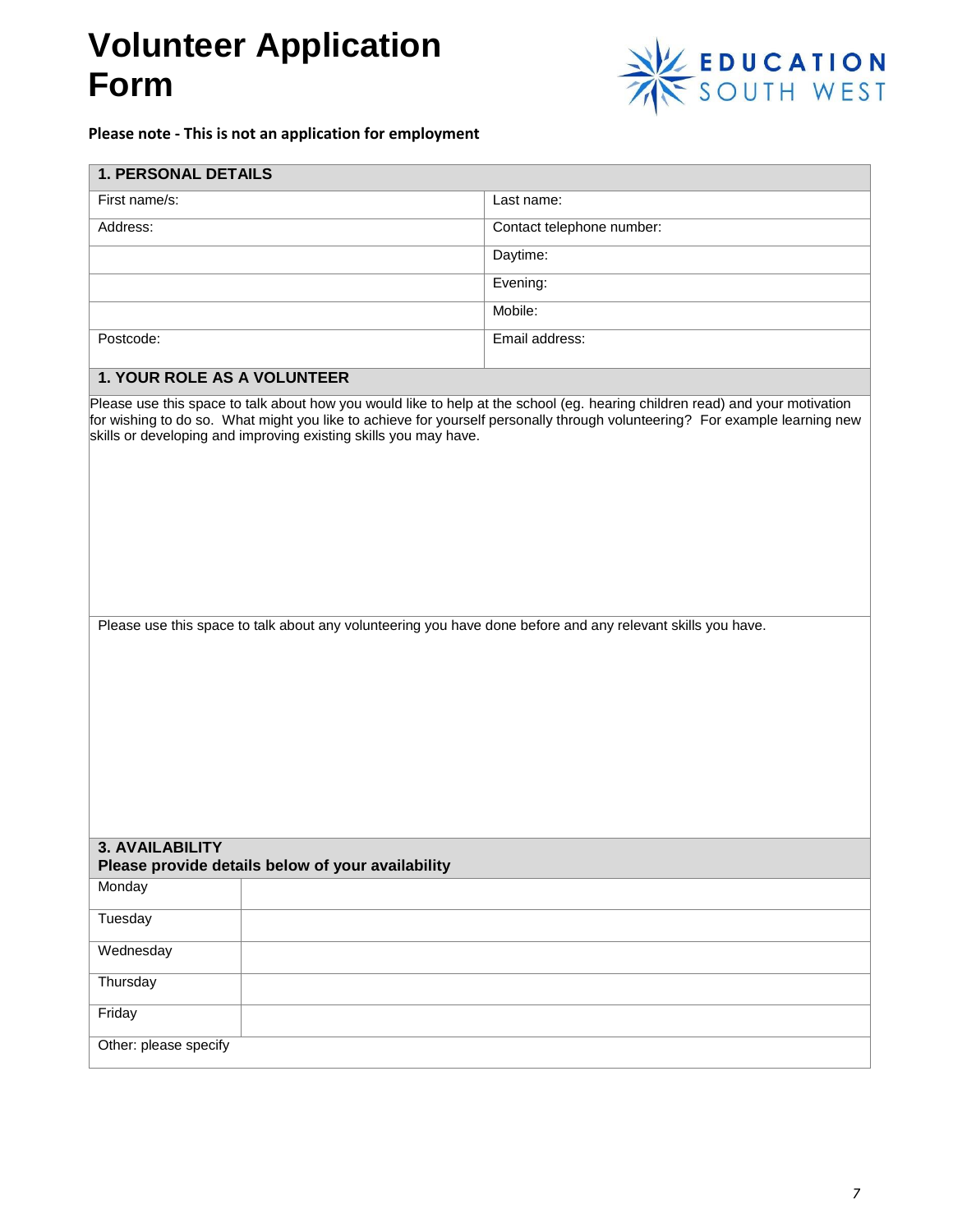# Volunteer Application Form

EDUCATION SOUTH WEST

**Please note - This is not an application for employment**

| 1. PERSONAL DETAILS | |
|---|---|
| First name/s: | Last name: |
| Address: | Contact telephone number: |
| | Daytime: |
| | Evening: |
| | Mobile: |
| Postcode: | Email address: |

| 1. YOUR ROLE AS A VOLUNTEER |
|---|
| Please use this space to talk about how you would like to help at the school (eg. hearing children read) and your motivation for wishing to do so. What might you like to achieve for yourself personally through volunteering? For example learning new skills or developing and improving existing skills you may have. |
| Please use this space to talk about any volunteering you have done before and any relevant skills you have. |

| 3. AVAILABILITY<br>Please provide details below of your availability | |
|---|---|
| Monday | |
| Tuesday | |
| Wednesday | |
| Thursday | |
| Friday | |
| Other: please specify | |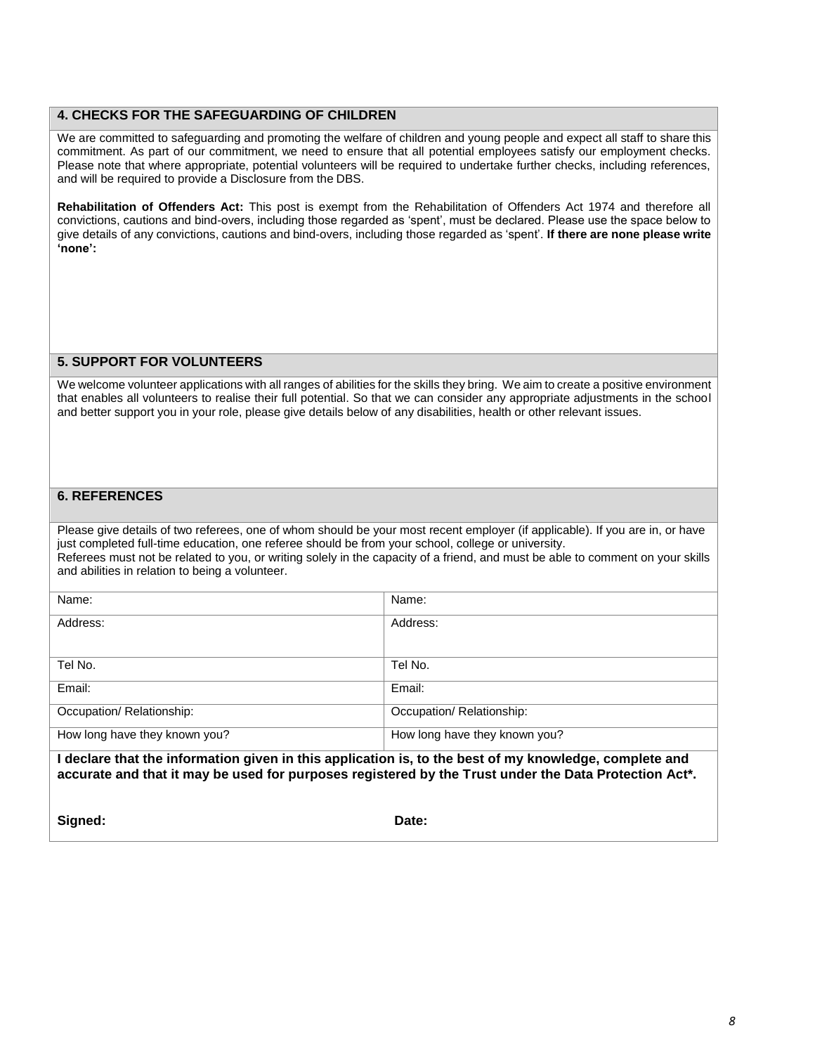## 4. CHECKS FOR THE SAFEGUARDING OF CHILDREN

We are committed to safeguarding and promoting the welfare of children and young people and expect all staff to share this commitment. As part of our commitment, we need to ensure that all potential employees satisfy our employment checks. Please note that where appropriate, potential volunteers will be required to undertake further checks, including references, and will be required to provide a Disclosure from the DBS.

**Rehabilitation of Offenders Act:** This post is exempt from the Rehabilitation of Offenders Act 1974 and therefore all convictions, cautions and bind-overs, including those regarded as 'spent', must be declared. Please use the space below to give details of any convictions, cautions and bind-overs, including those regarded as 'spent'. **If there are none please write 'none':**

## 5. SUPPORT FOR VOLUNTEERS

We welcome volunteer applications with all ranges of abilities for the skills they bring. We aim to create a positive environment that enables all volunteers to realise their full potential. So that we can consider any appropriate adjustments in the school and better support you in your role, please give details below of any disabilities, health or other relevant issues.

## 6. REFERENCES

Please give details of two referees, one of whom should be your most recent employer (if applicable). If you are in, or have just completed full-time education, one referee should be from your school, college or university.
Referees must not be related to you, or writing solely in the capacity of a friend, and must be able to comment on your skills and abilities in relation to being a volunteer.

| Name: | Name: |
|---|---|
| Address: | Address: |
| Tel No. | Tel No. |
| Email: | Email: |
| Occupation/ Relationship: | Occupation/ Relationship: |
| How long have they known you? | How long have they known you? |

**I declare that the information given in this application is, to the best of my knowledge, complete and accurate and that it may be used for purposes registered by the Trust under the Data Protection Act*.**

**Signed:** **Date:**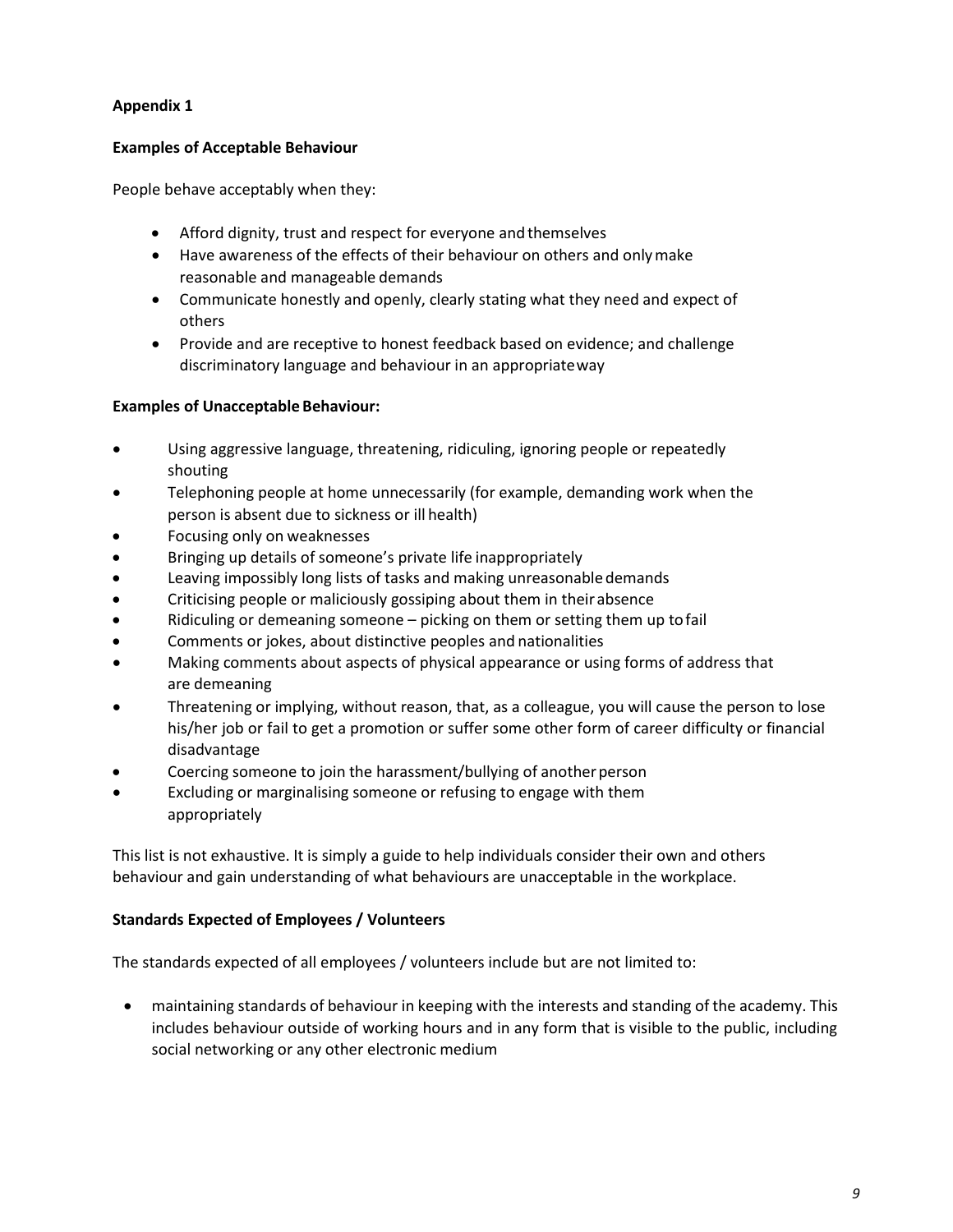**Appendix 1**

**Examples of Acceptable Behaviour**

People behave acceptably when they:

- Afford dignity, trust and respect for everyone and themselves
- Have awareness of the effects of their behaviour on others and only make reasonable and manageable demands
- Communicate honestly and openly, clearly stating what they need and expect of others
- Provide and are receptive to honest feedback based on evidence; and challenge discriminatory language and behaviour in an appropriate way

**Examples of Unacceptable Behaviour:**

- Using aggressive language, threatening, ridiculing, ignoring people or repeatedly shouting
- Telephoning people at home unnecessarily (for example, demanding work when the person is absent due to sickness or ill health)
- Focusing only on weaknesses
- Bringing up details of someone's private life inappropriately
- Leaving impossibly long lists of tasks and making unreasonable demands
- Criticising people or maliciously gossiping about them in their absence
- Ridiculing or demeaning someone – picking on them or setting them up to fail
- Comments or jokes, about distinctive peoples and nationalities
- Making comments about aspects of physical appearance or using forms of address that are demeaning
- Threatening or implying, without reason, that, as a colleague, you will cause the person to lose his/her job or fail to get a promotion or suffer some other form of career difficulty or financial disadvantage
- Coercing someone to join the harassment/bullying of another person
- Excluding or marginalising someone or refusing to engage with them appropriately

This list is not exhaustive. It is simply a guide to help individuals consider their own and others behaviour and gain understanding of what behaviours are unacceptable in the workplace.

**Standards Expected of Employees / Volunteers**

The standards expected of all employees / volunteers include but are not limited to:

- maintaining standards of behaviour in keeping with the interests and standing of the academy. This includes behaviour outside of working hours and in any form that is visible to the public, including social networking or any other electronic medium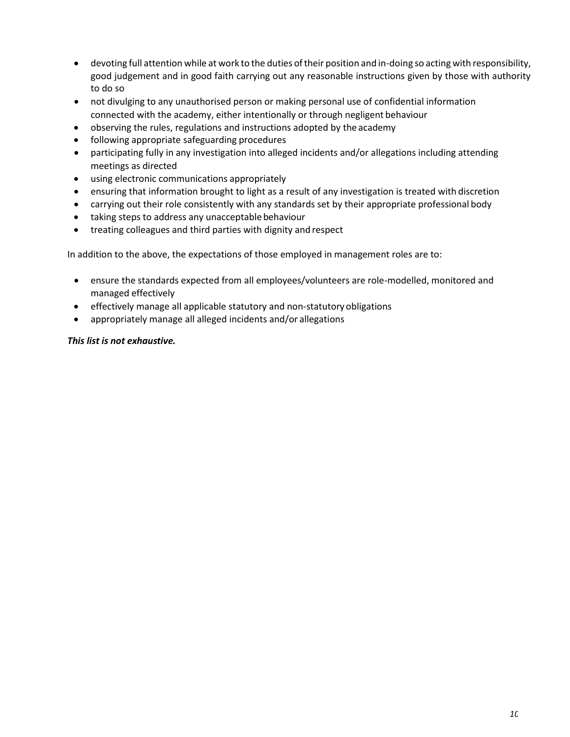- devoting full attention while at work to the duties of their position and in-doing so acting with responsibility, good judgement and in good faith carrying out any reasonable instructions given by those with authority to do so
- not divulging to any unauthorised person or making personal use of confidential information connected with the academy, either intentionally or through negligent behaviour
- observing the rules, regulations and instructions adopted by the academy
- following appropriate safeguarding procedures
- participating fully in any investigation into alleged incidents and/or allegations including attending meetings as directed
- using electronic communications appropriately
- ensuring that information brought to light as a result of any investigation is treated with discretion
- carrying out their role consistently with any standards set by their appropriate professional body
- taking steps to address any unacceptable behaviour
- treating colleagues and third parties with dignity and respect

In addition to the above, the expectations of those employed in management roles are to:

- ensure the standards expected from all employees/volunteers are role-modelled, monitored and managed effectively
- effectively manage all applicable statutory and non-statutory obligations
- appropriately manage all alleged incidents and/or allegations

***This list is not exhaustive.***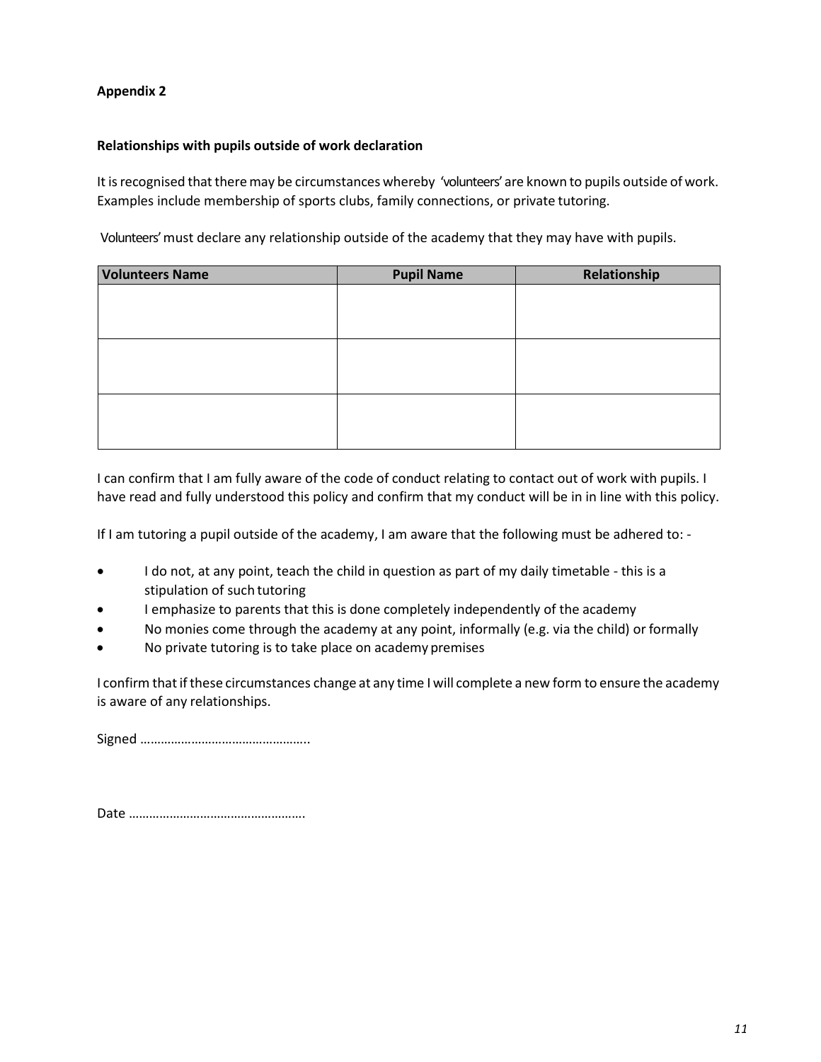**Appendix 2**

**Relationships with pupils outside of work declaration**

It is recognised that there may be circumstances whereby 'volunteers' are known to pupils outside of work. Examples include membership of sports clubs, family connections, or private tutoring.

Volunteers' must declare any relationship outside of the academy that they may have with pupils.

| Volunteers Name | Pupil Name | Relationship |
|---|---|---|
| | | |
| | | |
| | | |

I can confirm that I am fully aware of the code of conduct relating to contact out of work with pupils. I have read and fully understood this policy and confirm that my conduct will be in in line with this policy.

If I am tutoring a pupil outside of the academy, I am aware that the following must be adhered to: -

- I do not, at any point, teach the child in question as part of my daily timetable - this is a stipulation of such tutoring
- I emphasize to parents that this is done completely independently of the academy
- No monies come through the academy at any point, informally (e.g. via the child) or formally
- No private tutoring is to take place on academy premises

I confirm that if these circumstances change at any time I will complete a new form to ensure the academy is aware of any relationships.

Signed …………………………………………..

Date …………………………………………….